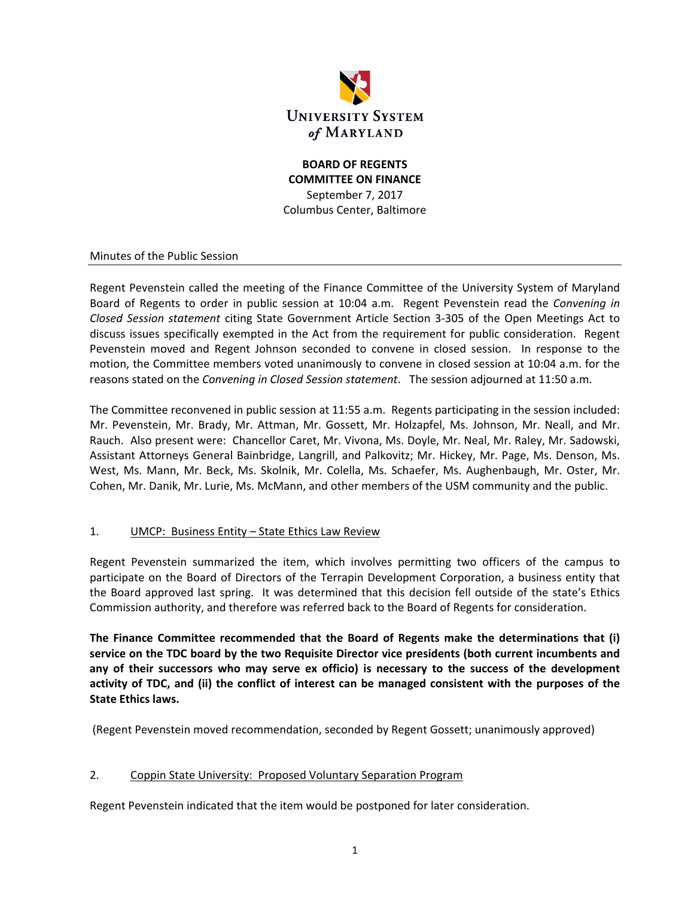UNIVERSITY SYSTEM *of* MARYLAND

**BOARD OF REGENTS**
**COMMITTEE ON FINANCE**
September 7, 2017
Columbus Center, Baltimore

Minutes of the Public Session

Regent Pevenstein called the meeting of the Finance Committee of the University System of Maryland Board of Regents to order in public session at 10:04 a.m. Regent Pevenstein read the *Convening in Closed Session statement* citing State Government Article Section 3-305 of the Open Meetings Act to discuss issues specifically exempted in the Act from the requirement for public consideration. Regent Pevenstein moved and Regent Johnson seconded to convene in closed session. In response to the motion, the Committee members voted unanimously to convene in closed session at 10:04 a.m. for the reasons stated on the *Convening in Closed Session statement*. The session adjourned at 11:50 a.m.

The Committee reconvened in public session at 11:55 a.m. Regents participating in the session included: Mr. Pevenstein, Mr. Brady, Mr. Attman, Mr. Gossett, Mr. Holzapfel, Ms. Johnson, Mr. Neall, and Mr. Rauch. Also present were: Chancellor Caret, Mr. Vivona, Ms. Doyle, Mr. Neal, Mr. Raley, Mr. Sadowski, Assistant Attorneys General Bainbridge, Langrill, and Palkovitz; Mr. Hickey, Mr. Page, Ms. Denson, Ms. West, Ms. Mann, Mr. Beck, Ms. Skolnik, Mr. Colella, Ms. Schaefer, Ms. Aughenbaugh, Mr. Oster, Mr. Cohen, Mr. Danik, Mr. Lurie, Ms. McMann, and other members of the USM community and the public.

1. UMCP: Business Entity – State Ethics Law Review

Regent Pevenstein summarized the item, which involves permitting two officers of the campus to participate on the Board of Directors of the Terrapin Development Corporation, a business entity that the Board approved last spring. It was determined that this decision fell outside of the state's Ethics Commission authority, and therefore was referred back to the Board of Regents for consideration.

**The Finance Committee recommended that the Board of Regents make the determinations that (i) service on the TDC board by the two Requisite Director vice presidents (both current incumbents and any of their successors who may serve ex officio) is necessary to the success of the development activity of TDC, and (ii) the conflict of interest can be managed consistent with the purposes of the State Ethics laws.**

(Regent Pevenstein moved recommendation, seconded by Regent Gossett; unanimously approved)

2. Coppin State University: Proposed Voluntary Separation Program

Regent Pevenstein indicated that the item would be postponed for later consideration.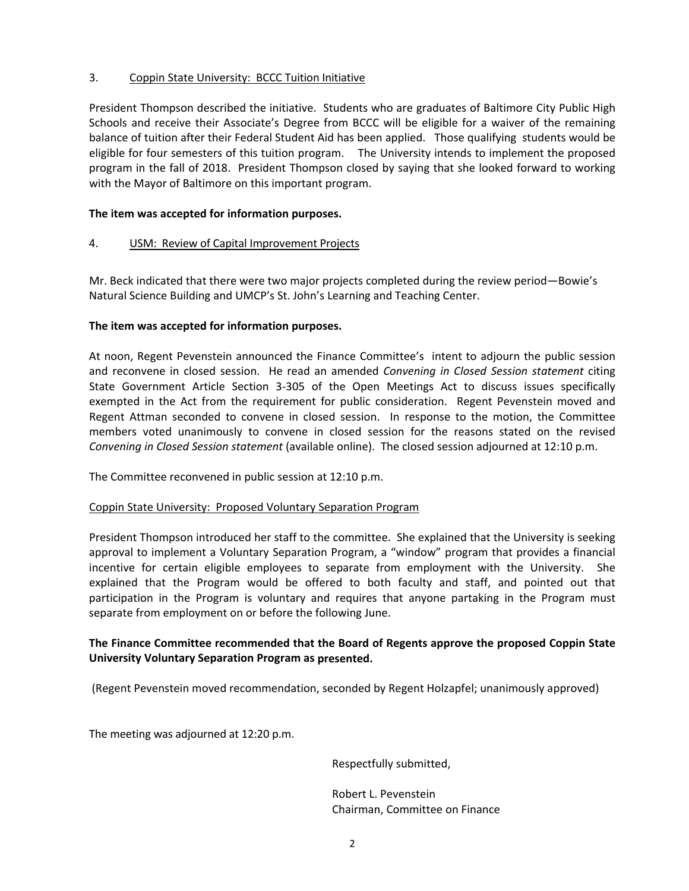3. <u>Coppin State University: BCCC Tuition Initiative</u>

President Thompson described the initiative. Students who are graduates of Baltimore City Public High Schools and receive their Associate's Degree from BCCC will be eligible for a waiver of the remaining balance of tuition after their Federal Student Aid has been applied. Those qualifying students would be eligible for four semesters of this tuition program. The University intends to implement the proposed program in the fall of 2018. President Thompson closed by saying that she looked forward to working with the Mayor of Baltimore on this important program.

**The item was accepted for information purposes.**

4. <u>USM: Review of Capital Improvement Projects</u>

Mr. Beck indicated that there were two major projects completed during the review period—Bowie's Natural Science Building and UMCP's St. John's Learning and Teaching Center.

**The item was accepted for information purposes.**

At noon, Regent Pevenstein announced the Finance Committee's intent to adjourn the public session and reconvene in closed session. He read an amended *Convening in Closed Session statement* citing State Government Article Section 3-305 of the Open Meetings Act to discuss issues specifically exempted in the Act from the requirement for public consideration. Regent Pevenstein moved and Regent Attman seconded to convene in closed session. In response to the motion, the Committee members voted unanimously to convene in closed session for the reasons stated on the revised *Convening in Closed Session statement* (available online). The closed session adjourned at 12:10 p.m.

The Committee reconvened in public session at 12:10 p.m.

<u>Coppin State University: Proposed Voluntary Separation Program</u>

President Thompson introduced her staff to the committee. She explained that the University is seeking approval to implement a Voluntary Separation Program, a "window" program that provides a financial incentive for certain eligible employees to separate from employment with the University. She explained that the Program would be offered to both faculty and staff, and pointed out that participation in the Program is voluntary and requires that anyone partaking in the Program must separate from employment on or before the following June.

**The Finance Committee recommended that the Board of Regents approve the proposed Coppin State University Voluntary Separation Program as presented.**

(Regent Pevenstein moved recommendation, seconded by Regent Holzapfel; unanimously approved)

The meeting was adjourned at 12:20 p.m.

Respectfully submitted,

Robert L. Pevenstein
Chairman, Committee on Finance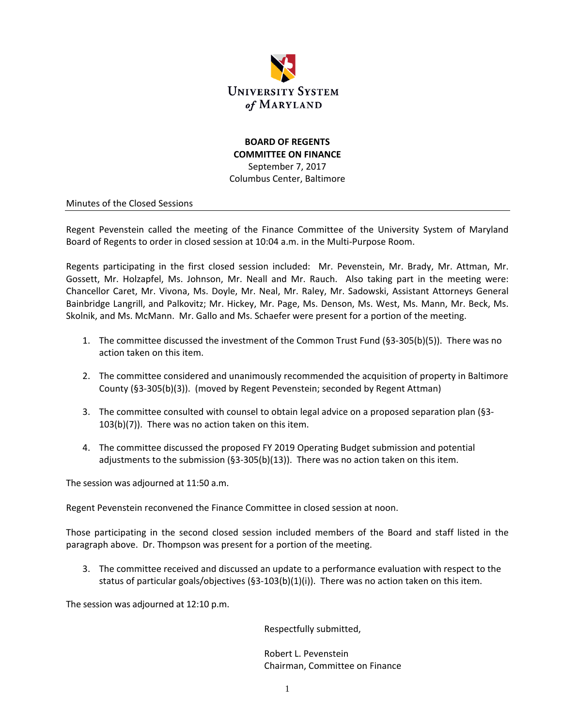UNIVERSITY SYSTEM of MARYLAND

**BOARD OF REGENTS**
**COMMITTEE ON FINANCE**
September 7, 2017
Columbus Center, Baltimore

Minutes of the Closed Sessions

---

Regent Pevenstein called the meeting of the Finance Committee of the University System of Maryland Board of Regents to order in closed session at 10:04 a.m. in the Multi-Purpose Room.

Regents participating in the first closed session included: Mr. Pevenstein, Mr. Brady, Mr. Attman, Mr. Gossett, Mr. Holzapfel, Ms. Johnson, Mr. Neall and Mr. Rauch. Also taking part in the meeting were: Chancellor Caret, Mr. Vivona, Ms. Doyle, Mr. Neal, Mr. Raley, Mr. Sadowski, Assistant Attorneys General Bainbridge Langrill, and Palkovitz; Mr. Hickey, Mr. Page, Ms. Denson, Ms. West, Ms. Mann, Mr. Beck, Ms. Skolnik, and Ms. McMann. Mr. Gallo and Ms. Schaefer were present for a portion of the meeting.

1. The committee discussed the investment of the Common Trust Fund (§3-305(b)(5)). There was no action taken on this item.
2. The committee considered and unanimously recommended the acquisition of property in Baltimore County (§3-305(b)(3)). (moved by Regent Pevenstein; seconded by Regent Attman)
3. The committee consulted with counsel to obtain legal advice on a proposed separation plan (§3-103(b)(7)). There was no action taken on this item.
4. The committee discussed the proposed FY 2019 Operating Budget submission and potential adjustments to the submission (§3-305(b)(13)). There was no action taken on this item.

The session was adjourned at 11:50 a.m.

Regent Pevenstein reconvened the Finance Committee in closed session at noon.

Those participating in the second closed session included members of the Board and staff listed in the paragraph above. Dr. Thompson was present for a portion of the meeting.

3. The committee received and discussed an update to a performance evaluation with respect to the status of particular goals/objectives (§3-103(b)(1)(i)). There was no action taken on this item.

The session was adjourned at 12:10 p.m.

Respectfully submitted,

Robert L. Pevenstein
Chairman, Committee on Finance